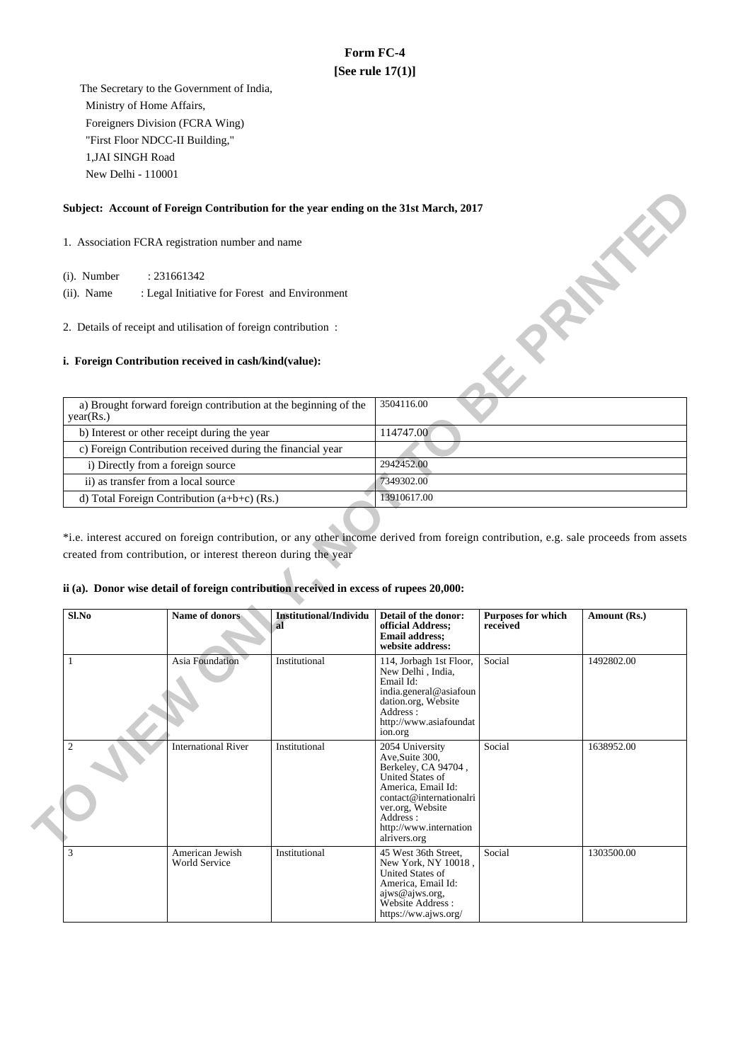# Form FC-4

**[See rule 17(1)]**

The Secretary to the Government of India,
Ministry of Home Affairs,
Foreigners Division (FCRA Wing)
"First Floor NDCC-II Building,"
1,JAI SINGH Road
New Delhi - 110001

**Subject: Account of Foreign Contribution for the year ending on the 31st March, 2017**

1. Association FCRA registration number and name

(i). Number : 231661342

(ii). Name : Legal Initiative for Forest and Environment

2. Details of receipt and utilisation of foreign contribution :

**i. Foreign Contribution received in cash/kind(value):**

| | |
|---|---|
| a) Brought forward foreign contribution at the beginning of the year(Rs.) | 3504116.00 |
| b) Interest or other receipt during the year | 114747.00 |
| c) Foreign Contribution received during the financial year | |
| i) Directly from a foreign source | 2942452.00 |
| ii) as transfer from a local source | 7349302.00 |
| d) Total Foreign Contribution (a+b+c) (Rs.) | 13910617.00 |

*i.e. interest accured on foreign contribution, or any other income derived from foreign contribution, e.g. sale proceeds from assets created from contribution, or interest thereon during the year

**ii (a). Donor wise detail of foreign contribution received in excess of rupees 20,000:**

| Sl.No | Name of donors | Institutional/Individual | Detail of the donor: official Address; Email address; website address: | Purposes for which received | Amount (Rs.) |
|---|---|---|---|---|---|
| 1 | Asia Foundation | Institutional | 114, Jorbagh 1st Floor, New Delhi , India, Email Id: india.general@asiafoundation.org, Website Address : http://www.asiafoundation.org | Social | 1492802.00 |
| 2 | International River | Institutional | 2054 University Ave,Suite 300, Berkeley, CA 94704 , United States of America, Email Id: contact@internationalriver.org, Website Address : http://www.internationalrivers.org | Social | 1638952.00 |
| 3 | American Jewish World Service | Institutional | 45 West 36th Street, New York, NY 10018 , United States of America, Email Id: ajws@ajws.org, Website Address : https://ww.ajws.org/ | Social | 1303500.00 |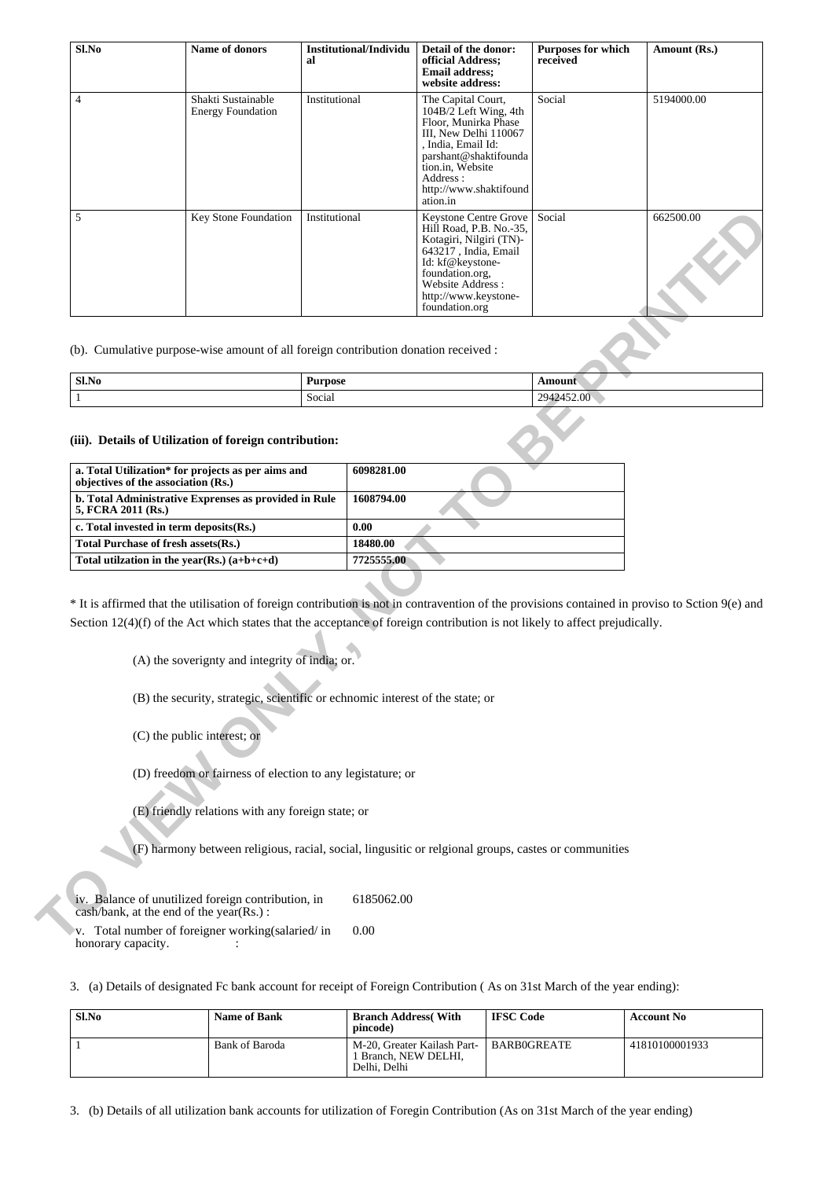| Sl.No | Name of donors | Institutional/Individual | Detail of the donor: official Address; Email address; website address: | Purposes for which received | Amount (Rs.) |
|---|---|---|---|---|---|
| 4 | Shakti Sustainable Energy Foundation | Institutional | The Capital Court, 104B/2 Left Wing, 4th Floor, Munirka Phase III, New Delhi 110067 , India, Email Id: parshant@shaktifoundation.in, Website Address : http://www.shaktifoundation.in | Social | 5194000.00 |
| 5 | Key Stone Foundation | Institutional | Keystone Centre Grove Hill Road, P.B. No.-35, Kotagiri, Nilgiri (TN)- 643217 , India, Email Id: kf@keystone-foundation.org, Website Address : http://www.keystone-foundation.org | Social | 662500.00 |

(b). Cumulative purpose-wise amount of all foreign contribution donation received :

| Sl.No | Purpose | Amount |
|---|---|---|
| 1 | Social | 2942452.00 |

### (iii). Details of Utilization of foreign contribution:

| | |
|---|---|
| **a. Total Utilization* for projects as per aims and objectives of the association (Rs.)** | **6098281.00** |
| **b. Total Administrative Exprenses as provided in Rule 5, FCRA 2011 (Rs.)** | **1608794.00** |
| **c. Total invested in term deposits(Rs.)** | **0.00** |
| **Total Purchase of fresh assets(Rs.)** | **18480.00** |
| **Total utilzation in the year(Rs.) (a+b+c+d)** | **7725555.00** |

* It is affirmed that the utilisation of foreign contribution is not in contravention of the provisions contained in proviso to Sction 9(e) and Section 12(4)(f) of the Act which states that the acceptance of foreign contribution is not likely to affect prejudically.

(A) the soverignty and integrity of india; or.

(B) the security, strategic, scientific or echnomic interest of the state; or

(C) the public interest; or

(D) freedom or fairness of election to any legistature; or

(E) friendly relations with any foreign state; or

(F) harmony between religious, racial, social, lingusitic or relgional groups, castes or communities

iv. Balance of unutilized foreign contribution, in cash/bank, at the end of the year(Rs.) : 6185062.00

v. Total number of foreigner working(salaried/ in honorary capacity. : 0.00

3. (a) Details of designated Fc bank account for receipt of Foreign Contribution ( As on 31st March of the year ending):

| Sl.No | Name of Bank | Branch Address( With pincode) | IFSC Code | Account No |
|---|---|---|---|---|
| 1 | Bank of Baroda | M-20, Greater Kailash Part-1 Branch, NEW DELHI, Delhi, Delhi | BARB0GREATE | 41810100001933 |

3. (b) Details of all utilization bank accounts for utilization of Foregin Contribution (As on 31st March of the year ending)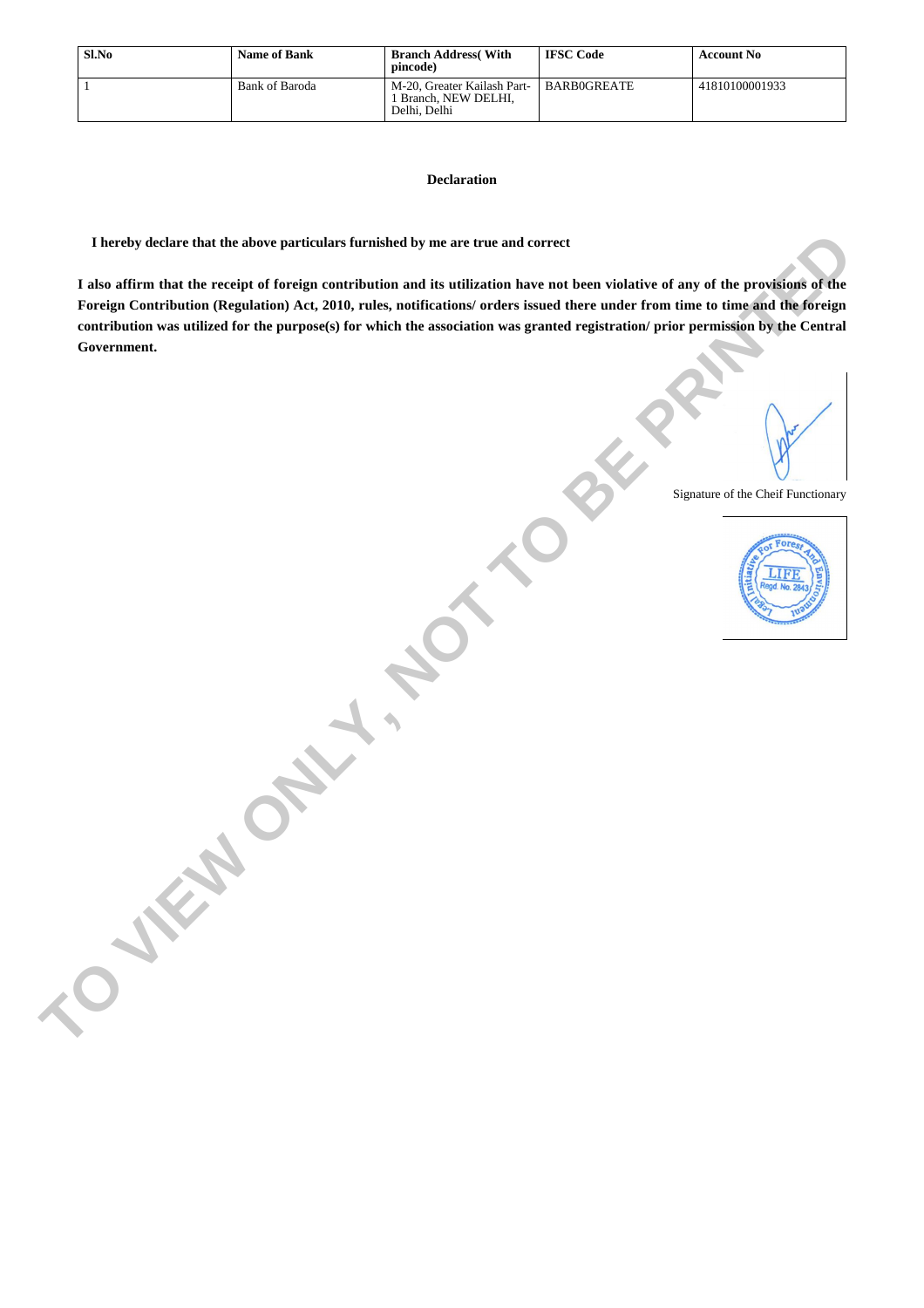| Sl.No | Name of Bank | Branch Address( With pincode) | IFSC Code | Account No |
|---|---|---|---|---|
| 1 | Bank of Baroda | M-20, Greater Kailash Part-1 Branch, NEW DELHI, Delhi, Delhi | BARB0GREATE | 41810100001933 |

**Declaration**

**I hereby declare that the above particulars furnished by me are true and correct**

**I also affirm that the receipt of foreign contribution and its utilization have not been violative of any of the provisions of the Foreign Contribution (Regulation) Act, 2010, rules, notifications/ orders issued there under from time to time and the foreign contribution was utilized for the purpose(s) for which the association was granted registration/ prior permission by the Central Government.**

Signature of the Cheif Functionary

Legal Initiative For Forest And Environment LIFE Regd. No. 2843

TO VIEW ONLY, NOT TO BE PRINTED